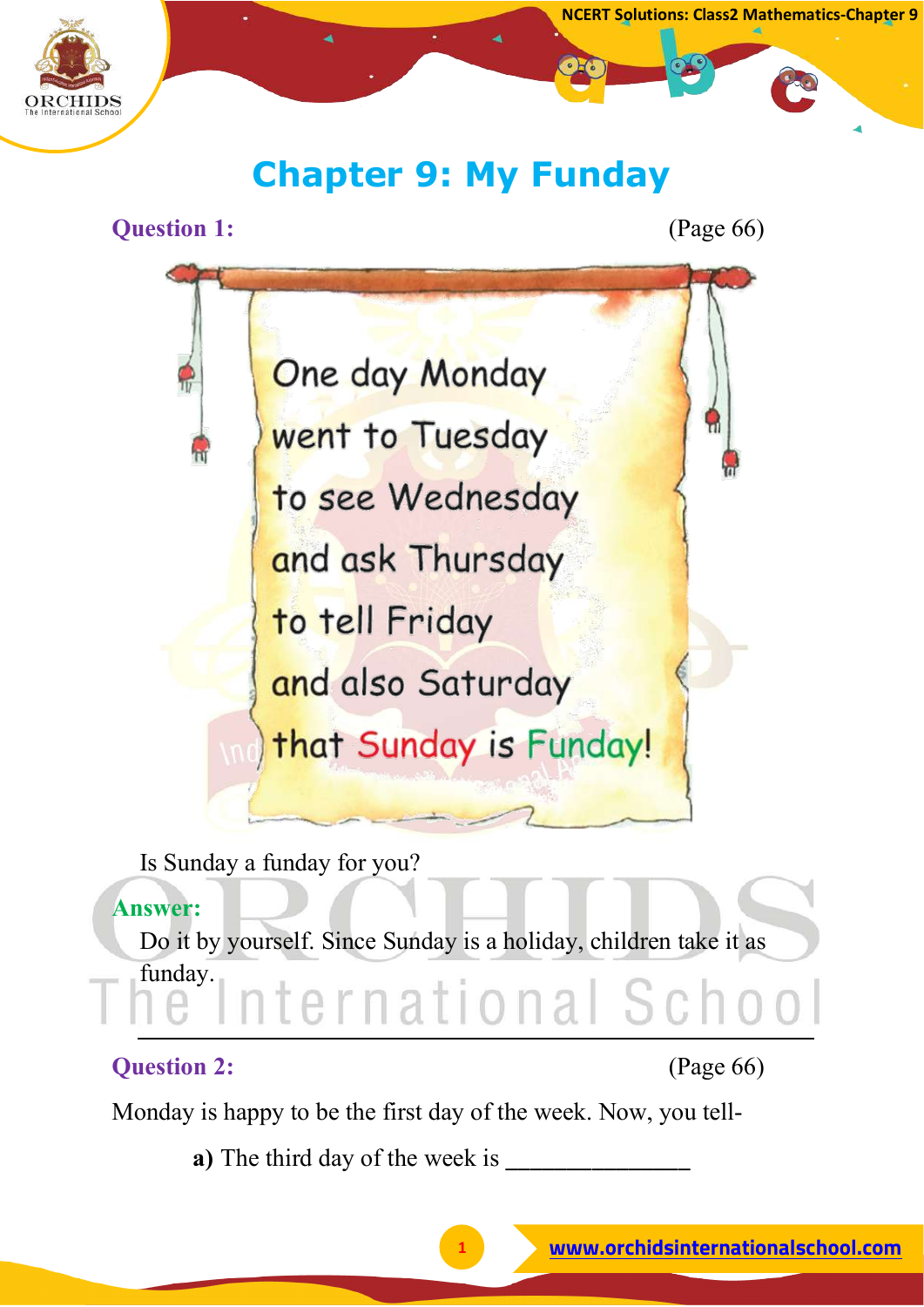# Chapter 9: My Funday

**Question 1:** (Page 66)

One day Monday
went to Tuesday
to see Wednesday
and ask Thursday
to tell Friday
and also Saturday
that Sunday is Funday!

Is Sunday a funday for you?

**Answer:**

Do it by yourself. Since Sunday is a holiday, children take it as funday.

---

**Question 2:** (Page 66)

Monday is happy to be the first day of the week. Now, you tell-

**a)** The third day of the week is _______________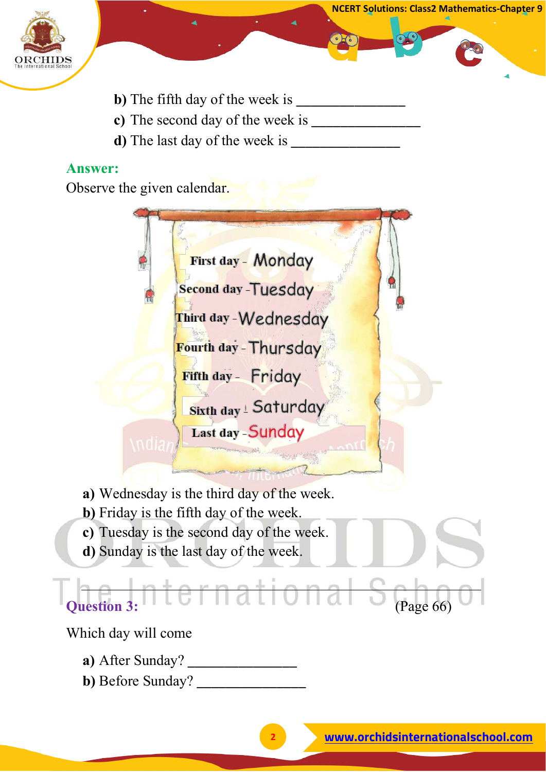b) The fifth day of the week is _______________

c) The second day of the week is _______________

d) The last day of the week is _______________

**Answer:**

Observe the given calendar.

First day - Monday

Second day - Tuesday

Third day - Wednesday

Fourth day - Thursday

Fifth day - Friday

Sixth day - Saturday

Last day - Sunday

**a)** Wednesday is the third day of the week.

**b)** Friday is the fifth day of the week.

**c)** Tuesday is the second day of the week.

**d)** Sunday is the last day of the week.

---

**Question 3:** (Page 66)

Which day will come

**a)** After Sunday? _______________

**b)** Before Sunday? _______________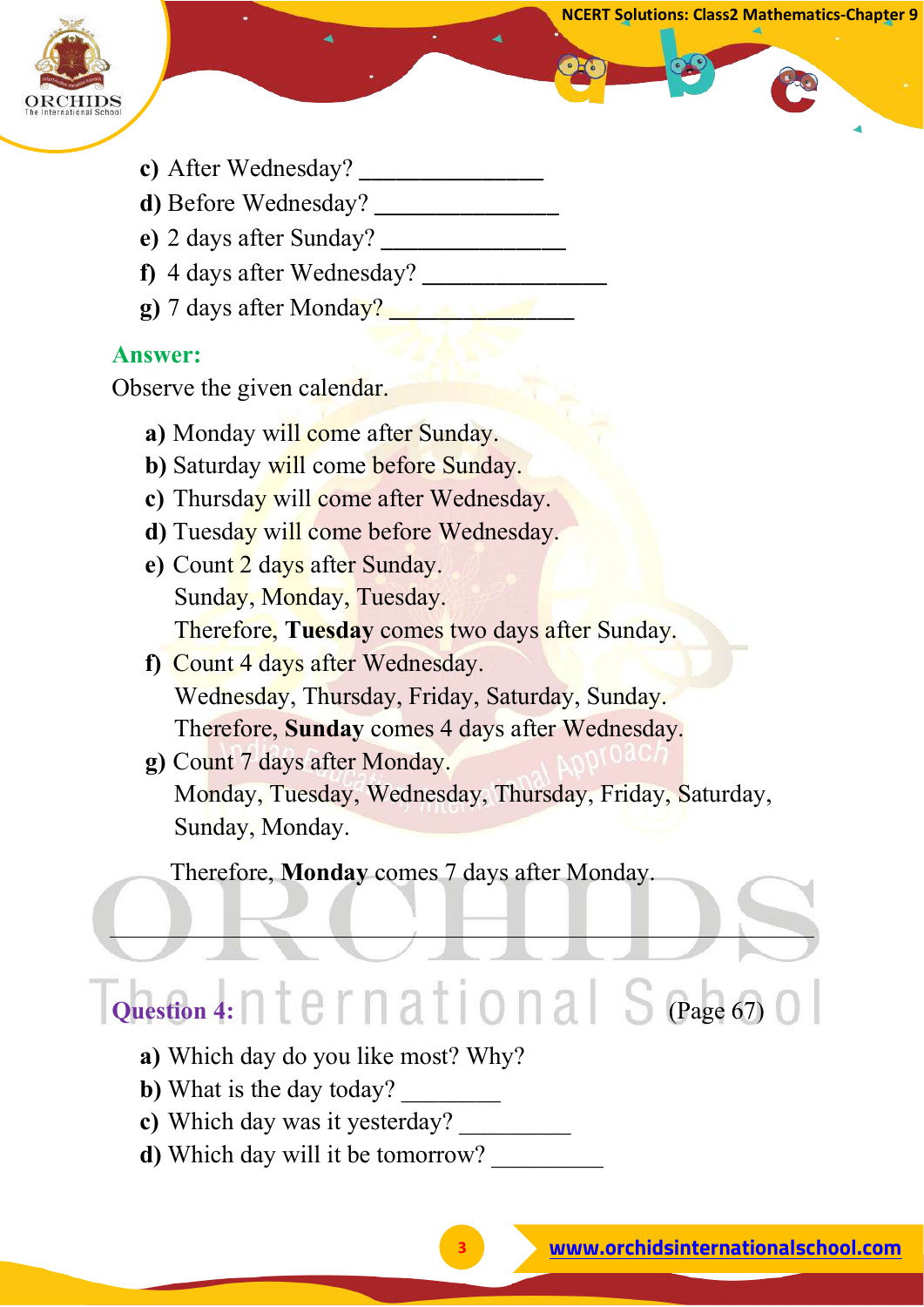**c)** After Wednesday? _______________

**d)** Before Wednesday? _______________

**e)** 2 days after Sunday? _______________

**f)** 4 days after Wednesday? _______________

**g)** 7 days after Monday? _______________

**Answer:**

Observe the given calendar.

**a)** Monday will come after Sunday.

**b)** Saturday will come before Sunday.

**c)** Thursday will come after Wednesday.

**d)** Tuesday will come before Wednesday.

**e)** Count 2 days after Sunday.
Sunday, Monday, Tuesday.
Therefore, **Tuesday** comes two days after Sunday.

**f)** Count 4 days after Wednesday.
Wednesday, Thursday, Friday, Saturday, Sunday.
Therefore, **Sunday** comes 4 days after Wednesday.

**g)** Count 7 days after Monday.
Monday, Tuesday, Wednesday, Thursday, Friday, Saturday, Sunday, Monday.

Therefore, **Monday** comes 7 days after Monday.

---

**Question 4:** (Page 67)

**a)** Which day do you like most? Why?

**b)** What is the day today? ________

**c)** Which day was it yesterday? _________

**d)** Which day will it be tomorrow? _________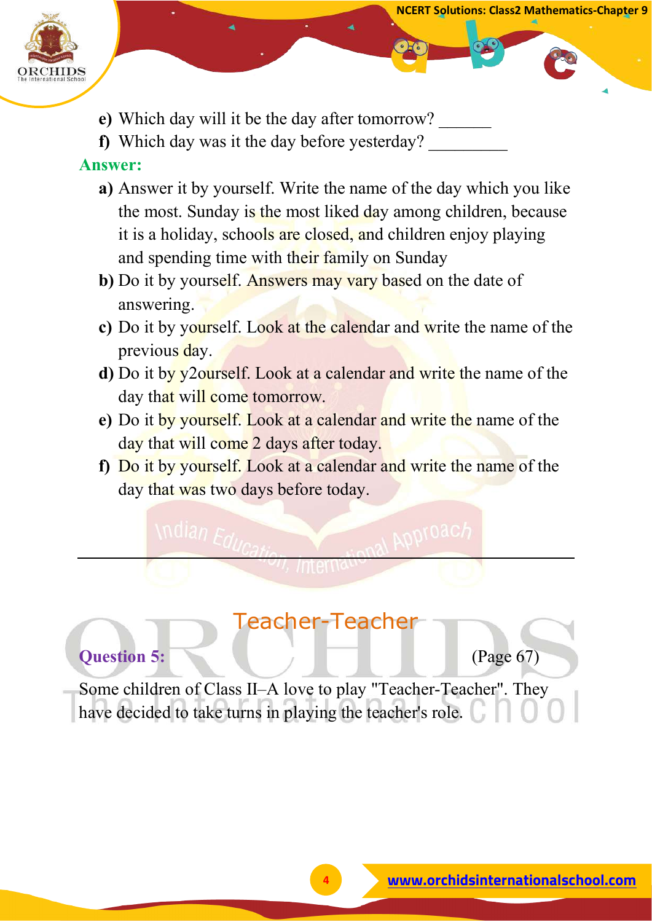e) Which day will it be the day after tomorrow? ______

f) Which day was it the day before yesterday? _________

**Answer:**

**a)** Answer it by yourself. Write the name of the day which you like the most. Sunday is the most liked day among children, because it is a holiday, schools are closed, and children enjoy playing and spending time with their family on Sunday

**b)** Do it by yourself. Answers may vary based on the date of answering.

**c)** Do it by yourself. Look at the calendar and write the name of the previous day.

**d)** Do it by y2ourself. Look at a calendar and write the name of the day that will come tomorrow.

**e)** Do it by yourself. Look at a calendar and write the name of the day that will come 2 days after today.

**f)** Do it by yourself. Look at a calendar and write the name of the day that was two days before today.

---

## Teacher-Teacher

**Question 5:** (Page 67)

Some children of Class II–A love to play "Teacher-Teacher". They have decided to take turns in playing the teacher's role.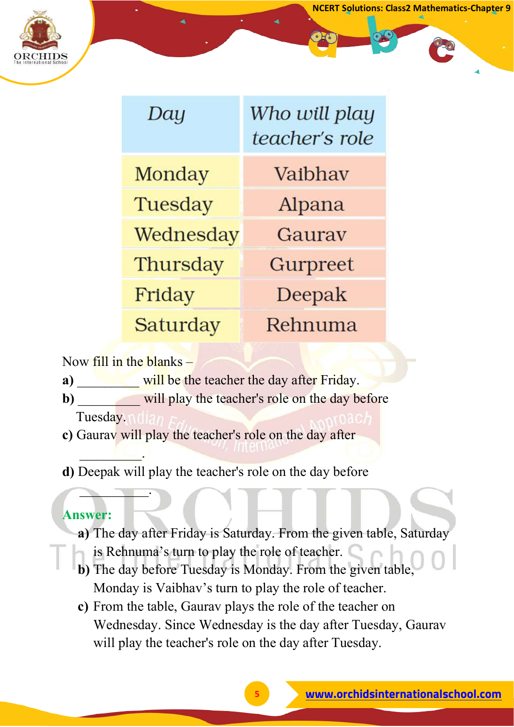| *Day* | *Who will play teacher's role* |
|---|---|
| Monday | Vaibhav |
| Tuesday | Alpana |
| Wednesday | Gaurav |
| Thursday | Gurpreet |
| Friday | Deepak |
| Saturday | Rehnuma |

Now fill in the blanks –

**a)** _________ will be the teacher the day after Friday.

**b)** _________ will play the teacher's role on the day before Tuesday.

**c)** Gaurav will play the teacher's role on the day after _________.

**d)** Deepak will play the teacher's role on the day before __________.

**Answer:**

**a)** The day after Friday is Saturday. From the given table, Saturday is Rehnuma's turn to play the role of teacher.

**b)** The day before Tuesday is Monday. From the given table, Monday is Vaibhav's turn to play the role of teacher.

**c)** From the table, Gaurav plays the role of the teacher on Wednesday. Since Wednesday is the day after Tuesday, Gaurav will play the teacher's role on the day after Tuesday.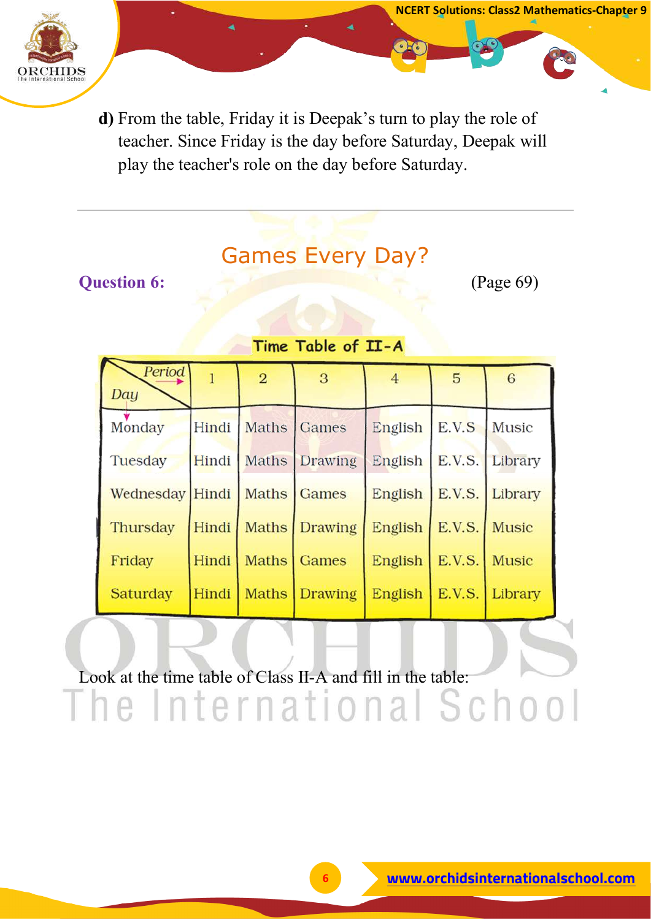**d)** From the table, Friday it is Deepak's turn to play the role of teacher. Since Friday is the day before Saturday, Deepak will play the teacher's role on the day before Saturday.

---

## Games Every Day?

**Question 6:** (Page 69)

**Time Table of II-A**

| Day ↓ / Period → | 1 | 2 | 3 | 4 | 5 | 6 |
|---|---|---|---|---|---|---|
| Monday | Hindi | Maths | Games | English | E.V.S | Music |
| Tuesday | Hindi | Maths | Drawing | English | E.V.S. | Library |
| Wednesday | Hindi | Maths | Games | English | E.V.S. | Library |
| Thursday | Hindi | Maths | Drawing | English | E.V.S. | Music |
| Friday | Hindi | Maths | Games | English | E.V.S. | Music |
| Saturday | Hindi | Maths | Drawing | English | E.V.S. | Library |

Look at the time table of Class II-A and fill in the table: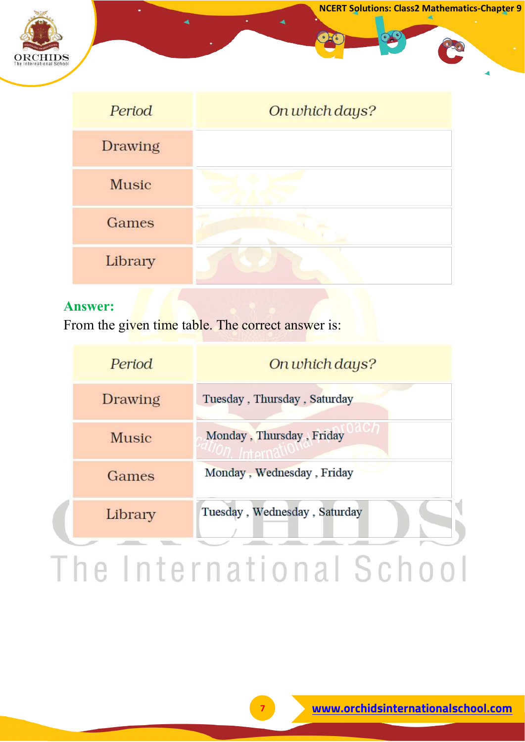| *Period* | *On which days?* |
|---|---|
| Drawing | |
| Music | |
| Games | |
| Library | |

**Answer:**

From the given time table. The correct answer is:

| *Period* | *On which days?* |
|---|---|
| Drawing | Tuesday , Thursday , Saturday |
| Music | Monday , Thursday , Friday |
| Games | Monday , Wednesday , Friday |
| Library | Tuesday , Wednesday , Saturday |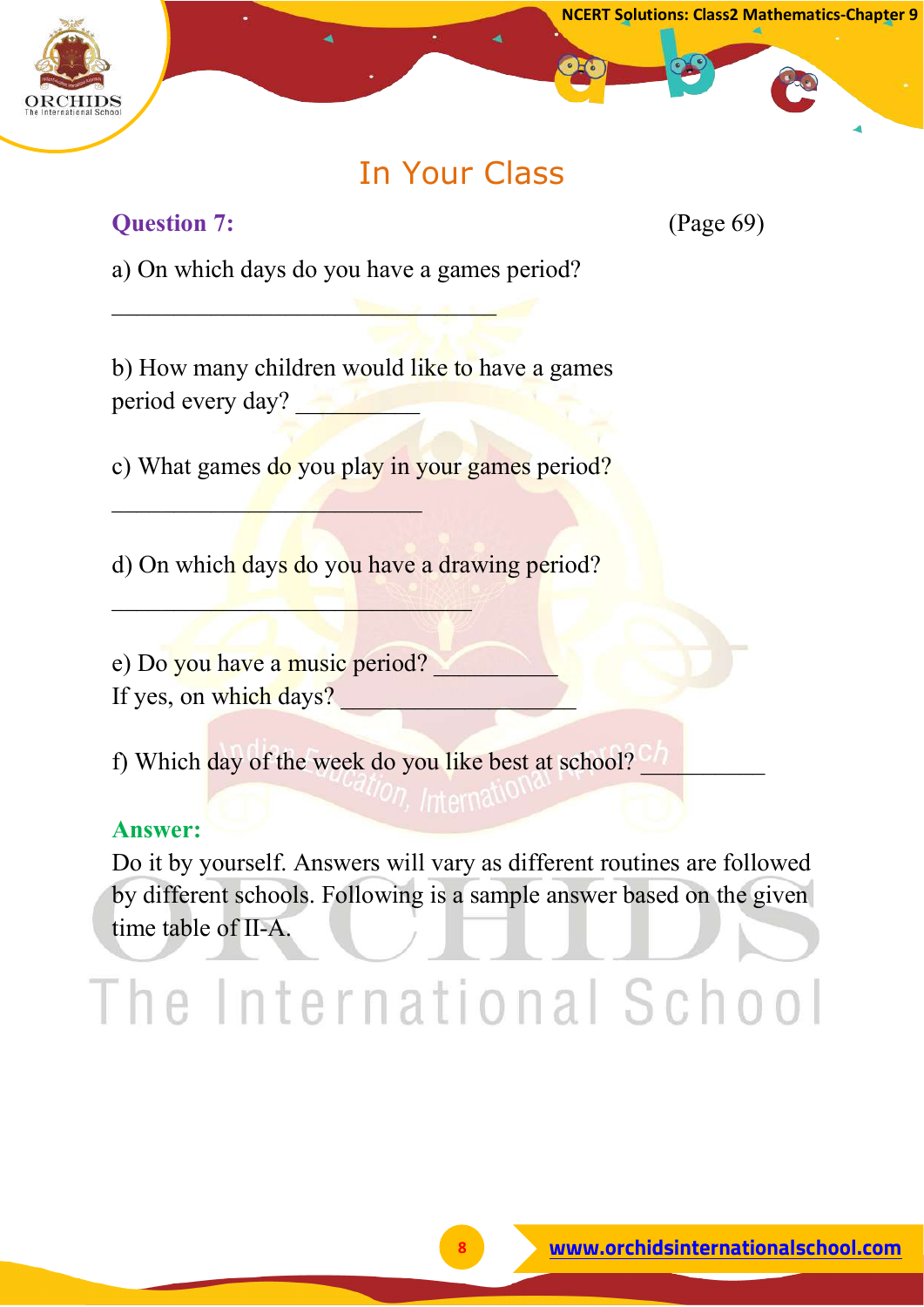# In Your Class

**Question 7:** (Page 69)

a) On which days do you have a games period?

________________________________

b) How many children would like to have a games period every day? __________

c) What games do you play in your games period?

_________________________

d) On which days do you have a drawing period?

_____________________________

e) Do you have a music period? __________
If yes, on which days? ___________________

f) Which day of the week do you like best at school? __________

**Answer:**

Do it by yourself. Answers will vary as different routines are followed by different schools. Following is a sample answer based on the given time table of II-A.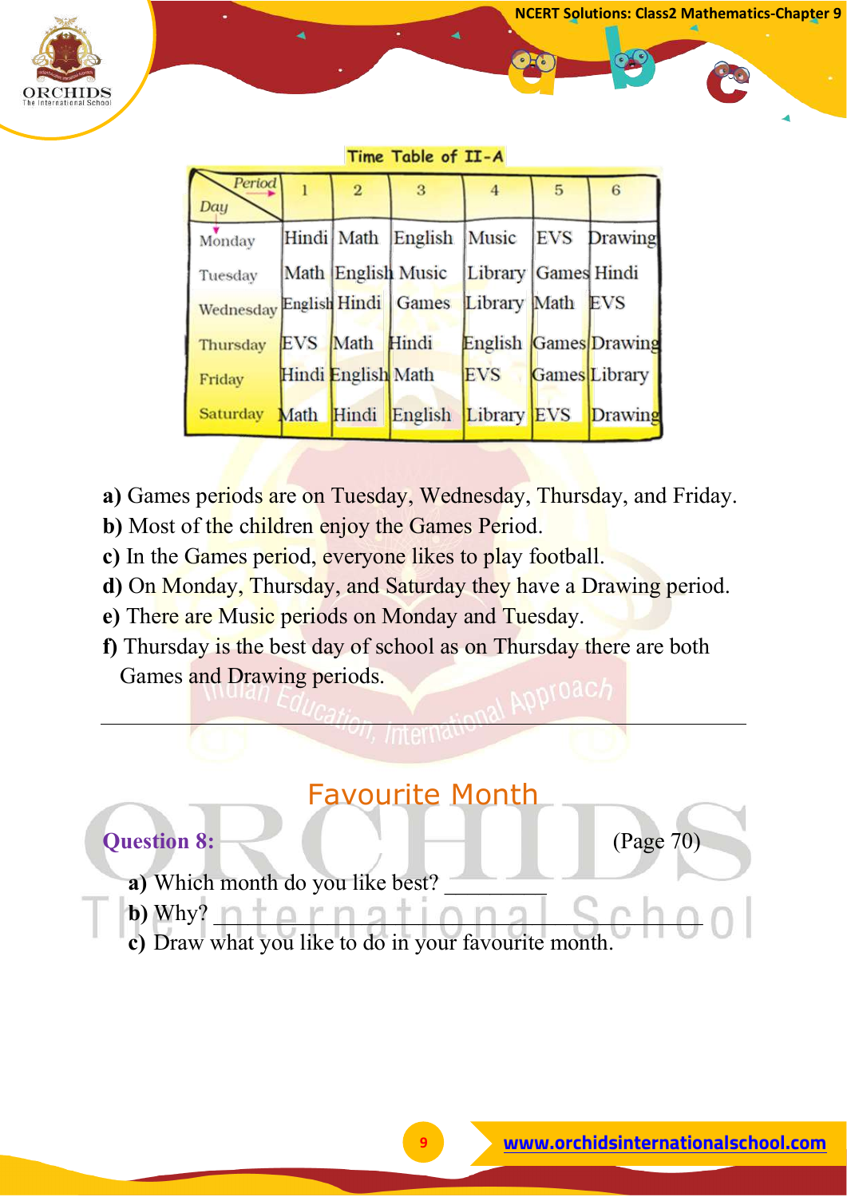**Time Table of II-A**

| Day \ Period | 1 | 2 | 3 | 4 | 5 | 6 |
|---|---|---|---|---|---|---|
| Monday | Hindi | Math | English | Music | EVS | Drawing |
| Tuesday | Math | English | Music | Library | Games | Hindi |
| Wednesday | English | Hindi | Games | Library | Math | EVS |
| Thursday | EVS | Math | Hindi | English | Games | Drawing |
| Friday | Hindi | English | Math | EVS | Games | Library |
| Saturday | Math | Hindi | English | Library | EVS | Drawing |

**a)** Games periods are on Tuesday, Wednesday, Thursday, and Friday.
**b)** Most of the children enjoy the Games Period.
**c)** In the Games period, everyone likes to play football.
**d)** On Monday, Thursday, and Saturday they have a Drawing period.
**e)** There are Music periods on Monday and Tuesday.
**f)** Thursday is the best day of school as on Thursday there are both Games and Drawing periods.

---

## Favourite Month

**Question 8:** (Page 70)

**a)** Which month do you like best? __________
**b)** Why? ________________________________________
**c)** Draw what you like to do in your favourite month.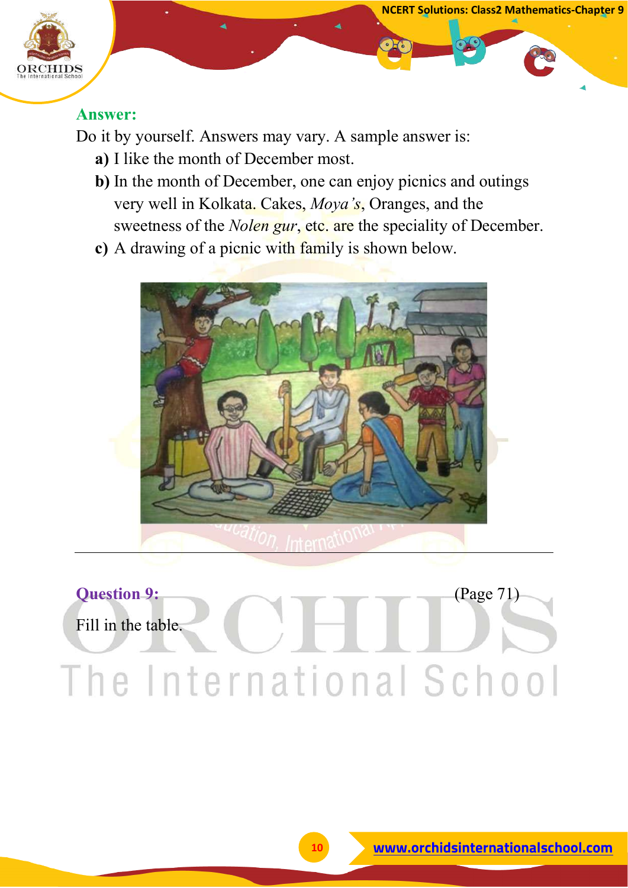**Answer:**

Do it by yourself. Answers may vary. A sample answer is:

**a)** I like the month of December most.

**b)** In the month of December, one can enjoy picnics and outings very well in Kolkata. Cakes, *Moya's*, Oranges, and the sweetness of the *Nolen gur*, etc. are the speciality of December.

**c)** A drawing of a picnic with family is shown below.

---

**Question 9:** (Page 71)

Fill in the table.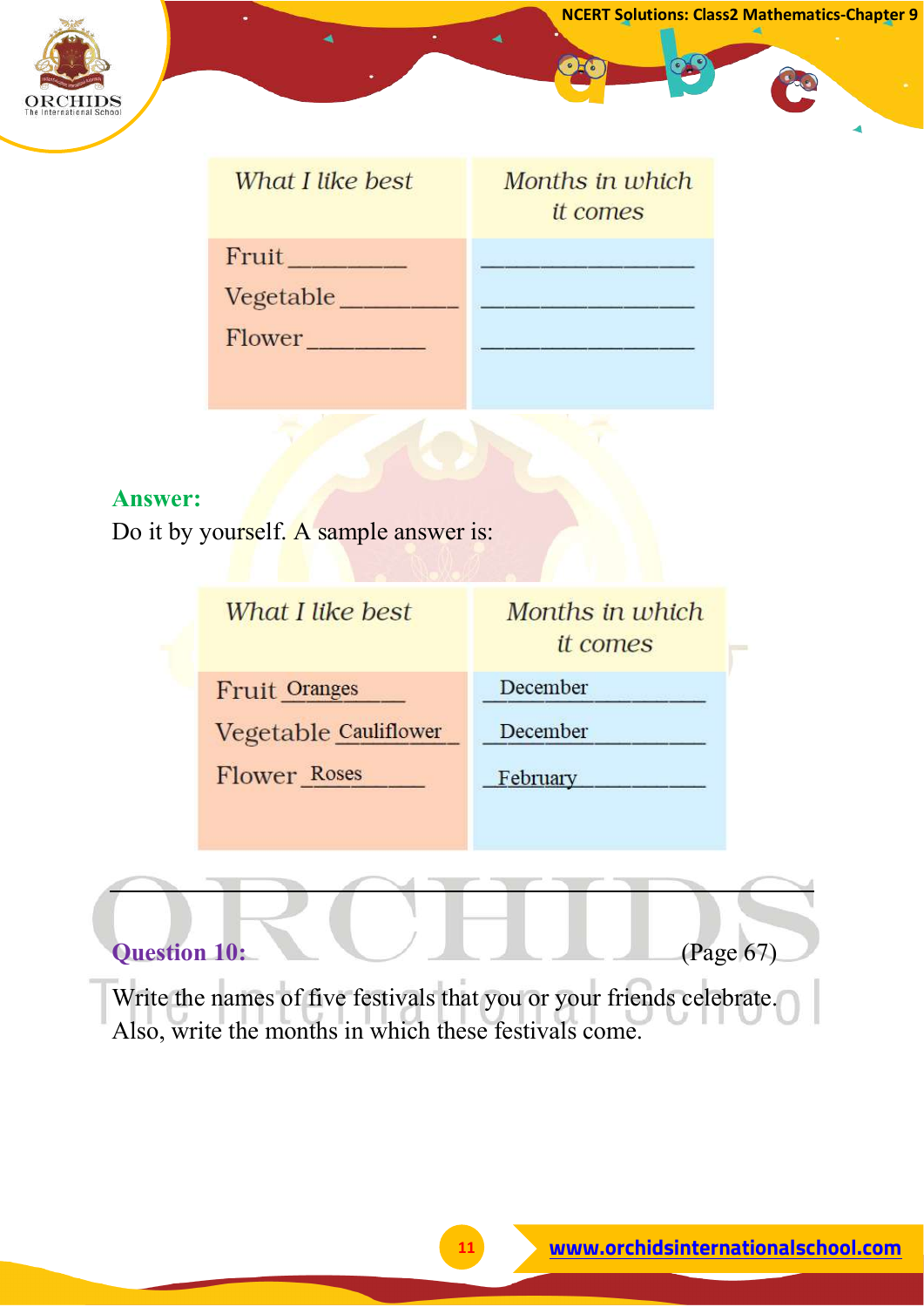| What I like best | Months in which it comes |
| --- | --- |
| Fruit ________ | ________________ |
| Vegetable ________ | ________________ |
| Flower ________ | ________________ |

**Answer:**

Do it by yourself. A sample answer is:

| What I like best | Months in which it comes |
| --- | --- |
| Fruit Oranges | December |
| Vegetable Cauliflower | December |
| Flower Roses | February |

---

**Question 10:** (Page 67)

Write the names of five festivals that you or your friends celebrate. Also, write the months in which these festivals come.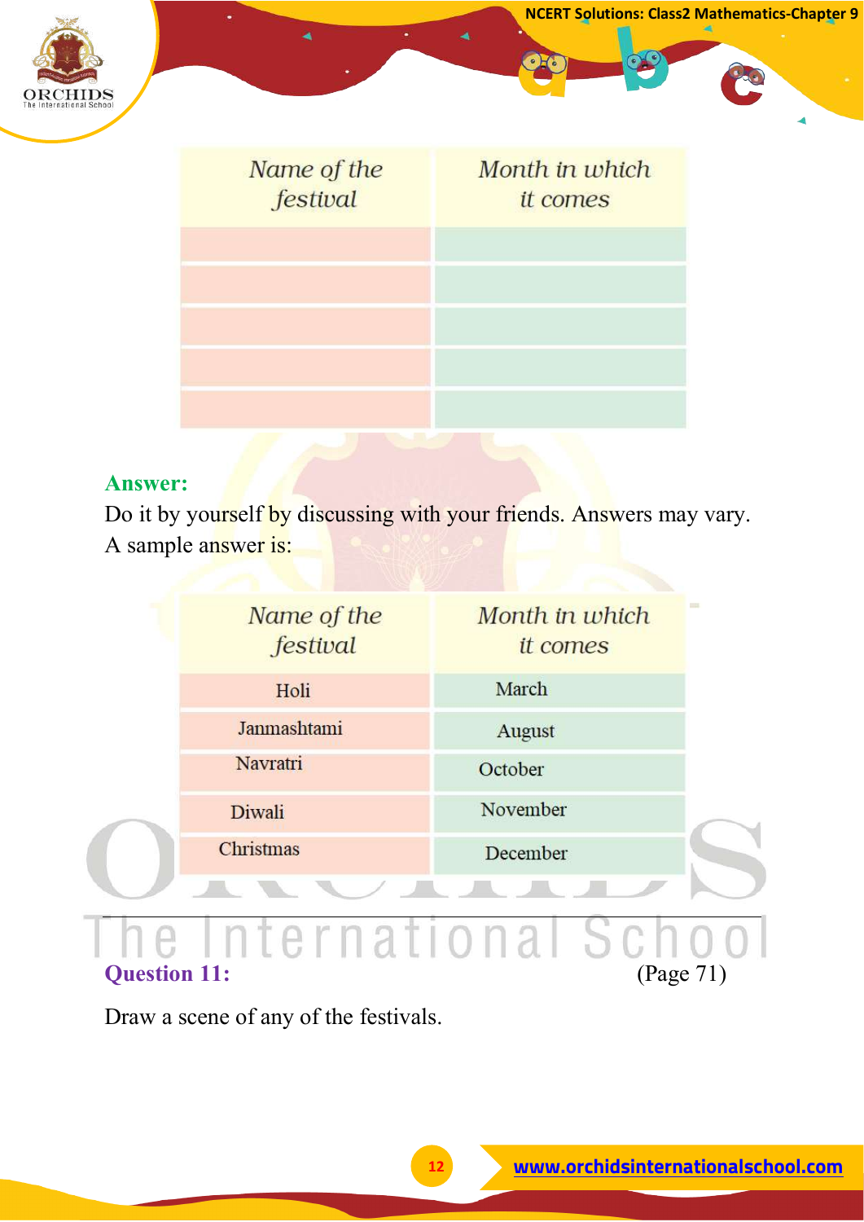| Name of the festival | Month in which it comes |
|---|---|
| | |
| | |
| | |
| | |
| | |

**Answer:**

Do it by yourself by discussing with your friends. Answers may vary.
A sample answer is:

| Name of the festival | Month in which it comes |
|---|---|
| Holi | March |
| Janmashtami | August |
| Navratri | October |
| Diwali | November |
| Christmas | December |

**Question 11:** (Page 71)

Draw a scene of any of the festivals.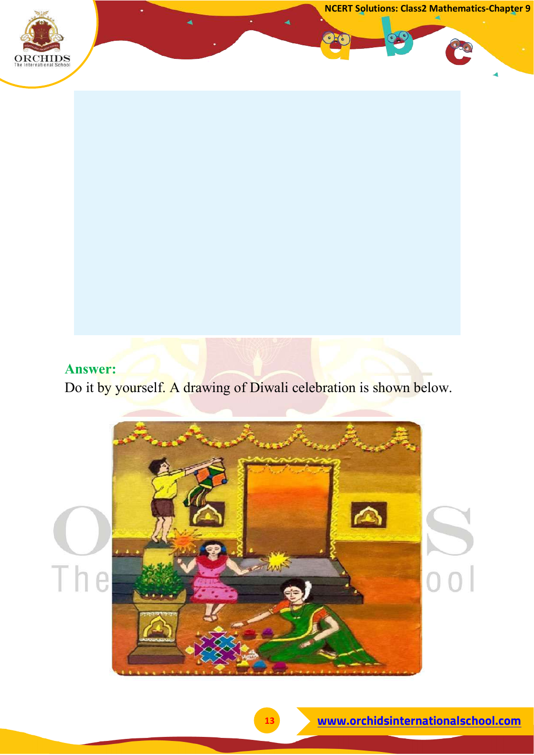**Answer:**

Do it by yourself. A drawing of Diwali celebration is shown below.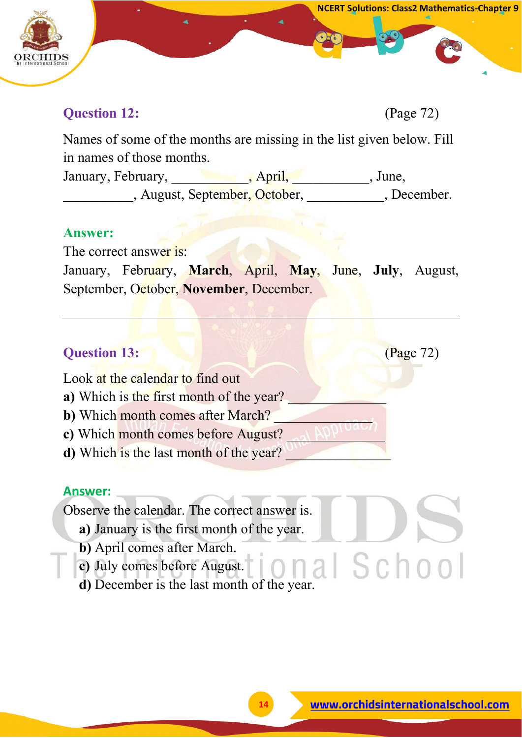**Question 12:** (Page 72)

Names of some of the months are missing in the list given below. Fill in names of those months.

January, February, ___________, April, ___________, June, __________, August, September, October, ___________, December.

**Answer:**

The correct answer is:

January, February, **March**, April, **May**, June, **July**, August, September, October, **November**, December.

---

**Question 13:** (Page 72)

Look at the calendar to find out

**a)** Which is the first month of the year? _____________

**b)** Which month comes after March? _______________

**c)** Which month comes before August? _____________

**d)** Which is the last month of the year? _______________

**Answer:**

Observe the calendar. The correct answer is.

**a)** January is the first month of the year.

**b)** April comes after March.

**c)** July comes before August.

**d)** December is the last month of the year.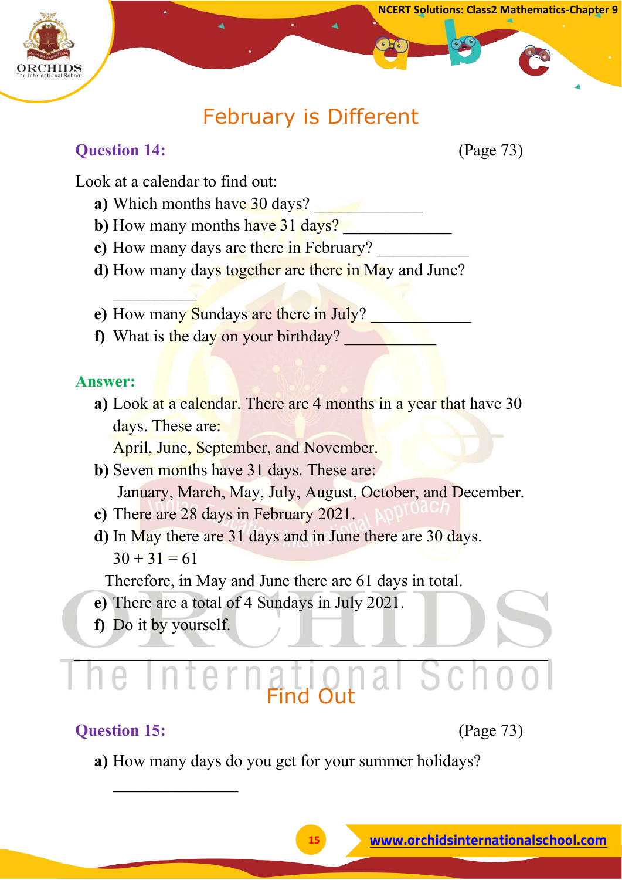## February is Different

**Question 14:** (Page 73)

Look at a calendar to find out:

**a)** Which months have 30 days? _____________

**b)** How many months have 31 days? _____________

**c)** How many days are there in February? ___________

**d)** How many days together are there in May and June? ___________

**e)** How many Sundays are there in July? ____________

**f)** What is the day on your birthday? ___________

**Answer:**

**a)** Look at a calendar. There are 4 months in a year that have 30 days. These are:
April, June, September, and November.

**b)** Seven months have 31 days. These are:
January, March, May, July, August, October, and December.

**c)** There are 28 days in February 2021.

**d)** In May there are 31 days and in June there are 30 days.
$30 + 31 = 61$
Therefore, in May and June there are 61 days in total.

**e)** There are a total of 4 Sundays in July 2021.

**f)** Do it by yourself.

## Find Out

**Question 15:** (Page 73)

**a)** How many days do you get for your summer holidays? _______________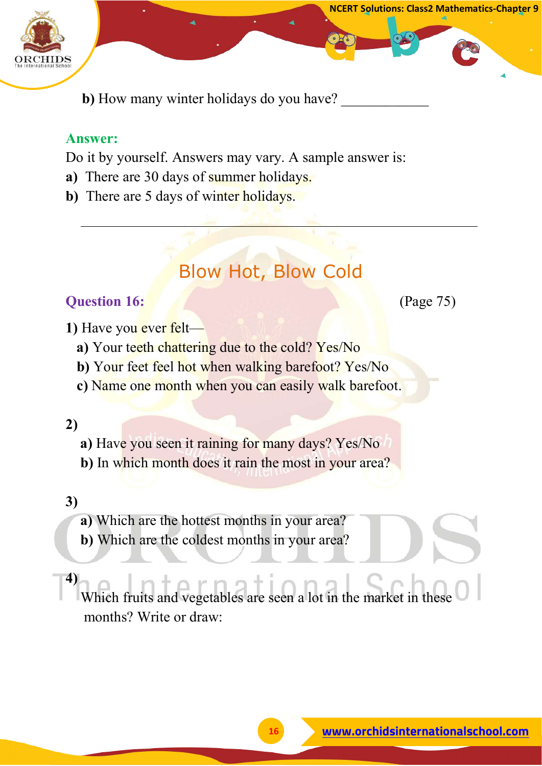**b)** How many winter holidays do you have? ____________

**Answer:**

Do it by yourself. Answers may vary. A sample answer is:

**a)** There are 30 days of summer holidays.

**b)** There are 5 days of winter holidays.

---

## Blow Hot, Blow Cold

**Question 16:** (Page 75)

**1)** Have you ever felt—

**a)** Your teeth chattering due to the cold? Yes/No

**b)** Your feet feel hot when walking barefoot? Yes/No

**c)** Name one month when you can easily walk barefoot.

**2)**

**a)** Have you seen it raining for many days? Yes/No

**b)** In which month does it rain the most in your area?

**3)**

**a)** Which are the hottest months in your area?

**b)** Which are the coldest months in your area?

**4)**

Which fruits and vegetables are seen a lot in the market in these months? Write or draw: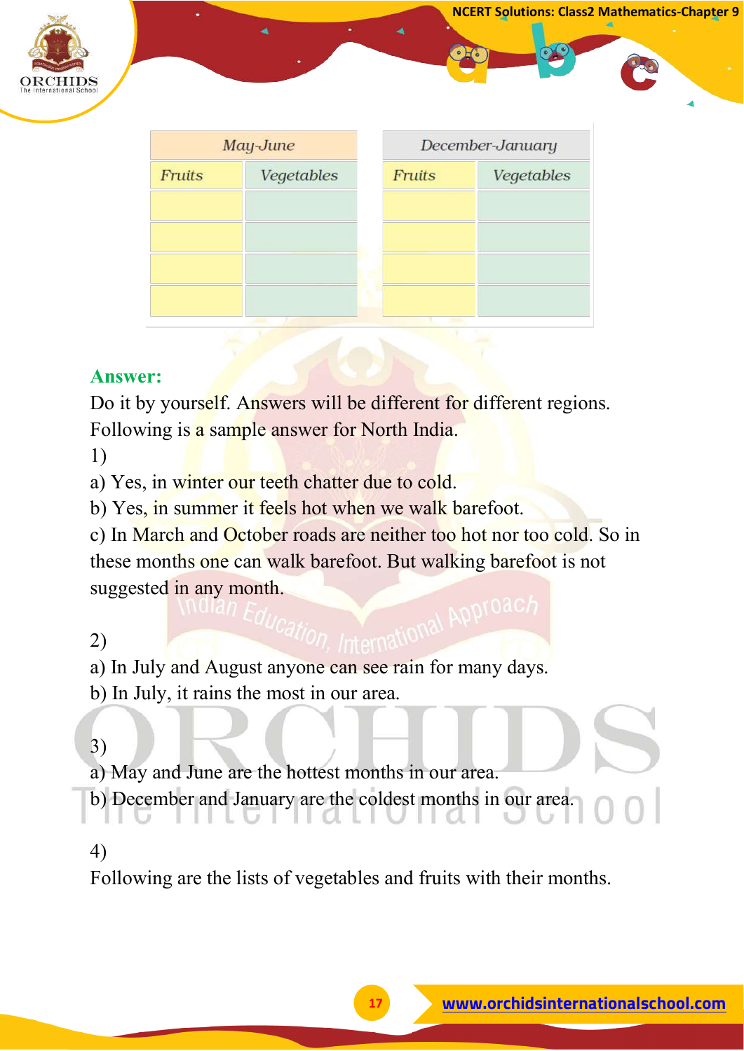| May-June | | December-January | |
|---|---|---|---|
| Fruits | Vegetables | Fruits | Vegetables |
| | | | |
| | | | |
| | | | |
| | | | |

**Answer:**

Do it by yourself. Answers will be different for different regions. Following is a sample answer for North India.

1)

a) Yes, in winter our teeth chatter due to cold.

b) Yes, in summer it feels hot when we walk barefoot.

c) In March and October roads are neither too hot nor too cold. So in these months one can walk barefoot. But walking barefoot is not suggested in any month.

2)

a) In July and August anyone can see rain for many days.

b) In July, it rains the most in our area.

3)

a) May and June are the hottest months in our area.

b) December and January are the coldest months in our area.

4)

Following are the lists of vegetables and fruits with their months.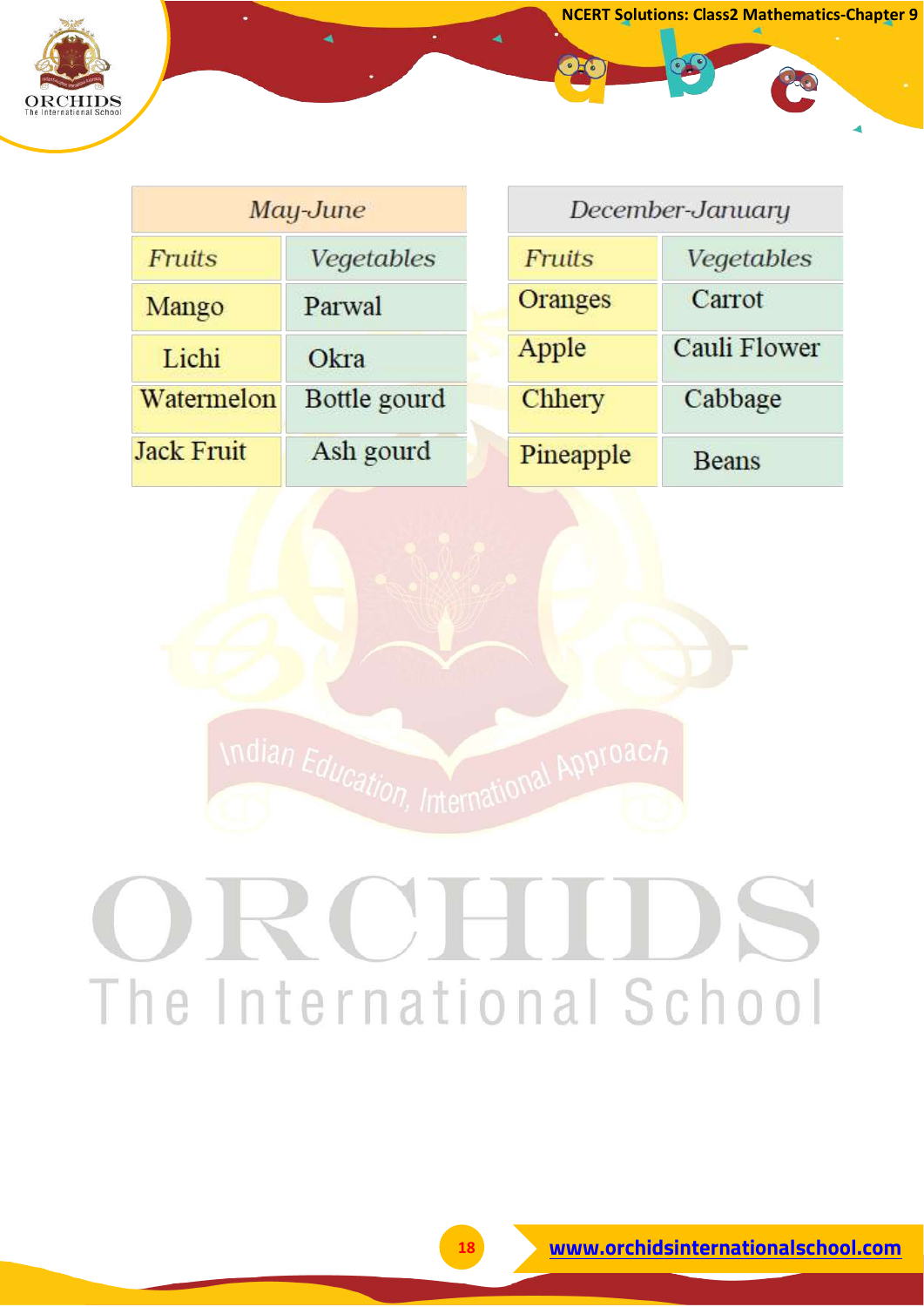| May-June | |
| --- | --- |
| *Fruits* | *Vegetables* |
| Mango | Parwal |
| Lichi | Okra |
| Watermelon | Bottle gourd |
| Jack Fruit | Ash gourd |

| December-January | |
| --- | --- |
| *Fruits* | *Vegetables* |
| Oranges | Carrot |
| Apple | Cauli Flower |
| Chhery | Cabbage |
| Pineapple | Beans |